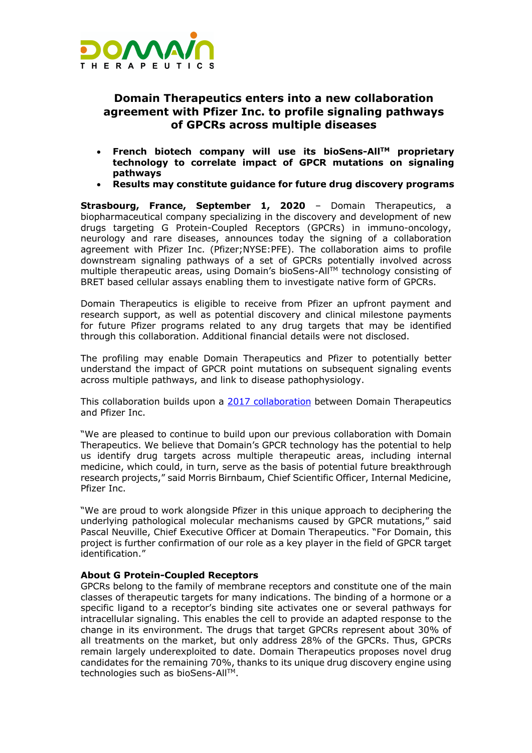# Domain Therapeutics enters into a new collaboration agreement with Pfizer Inc. to profile signaling pathways of GPCRs across multiple diseases

- **French biotech company will use its bioSens-All$^{TM}$ proprietary technology to correlate impact of GPCR mutations on signaling pathways**
- **Results may constitute guidance for future drug discovery programs**

**Strasbourg, France, September 1, 2020** – Domain Therapeutics, a biopharmaceutical company specializing in the discovery and development of new drugs targeting G Protein-Coupled Receptors (GPCRs) in immuno-oncology, neurology and rare diseases, announces today the signing of a collaboration agreement with Pfizer Inc. (Pfizer;NYSE:PFE). The collaboration aims to profile downstream signaling pathways of a set of GPCRs potentially involved across multiple therapeutic areas, using Domain's bioSens-All$^{TM}$ technology consisting of BRET based cellular assays enabling them to investigate native form of GPCRs.

Domain Therapeutics is eligible to receive from Pfizer an upfront payment and research support, as well as potential discovery and clinical milestone payments for future Pfizer programs related to any drug targets that may be identified through this collaboration. Additional financial details were not disclosed.

The profiling may enable Domain Therapeutics and Pfizer to potentially better understand the impact of GPCR point mutations on subsequent signaling events across multiple pathways, and link to disease pathophysiology.

This collaboration builds upon a 2017 collaboration between Domain Therapeutics and Pfizer Inc.

"We are pleased to continue to build upon our previous collaboration with Domain Therapeutics. We believe that Domain's GPCR technology has the potential to help us identify drug targets across multiple therapeutic areas, including internal medicine, which could, in turn, serve as the basis of potential future breakthrough research projects," said Morris Birnbaum, Chief Scientific Officer, Internal Medicine, Pfizer Inc.

"We are proud to work alongside Pfizer in this unique approach to deciphering the underlying pathological molecular mechanisms caused by GPCR mutations," said Pascal Neuville, Chief Executive Officer at Domain Therapeutics. "For Domain, this project is further confirmation of our role as a key player in the field of GPCR target identification."

**About G Protein-Coupled Receptors**

GPCRs belong to the family of membrane receptors and constitute one of the main classes of therapeutic targets for many indications. The binding of a hormone or a specific ligand to a receptor's binding site activates one or several pathways for intracellular signaling. This enables the cell to provide an adapted response to the change in its environment. The drugs that target GPCRs represent about 30% of all treatments on the market, but only address 28% of the GPCRs. Thus, GPCRs remain largely underexploited to date. Domain Therapeutics proposes novel drug candidates for the remaining 70%, thanks to its unique drug discovery engine using technologies such as bioSens-All$^{TM}$.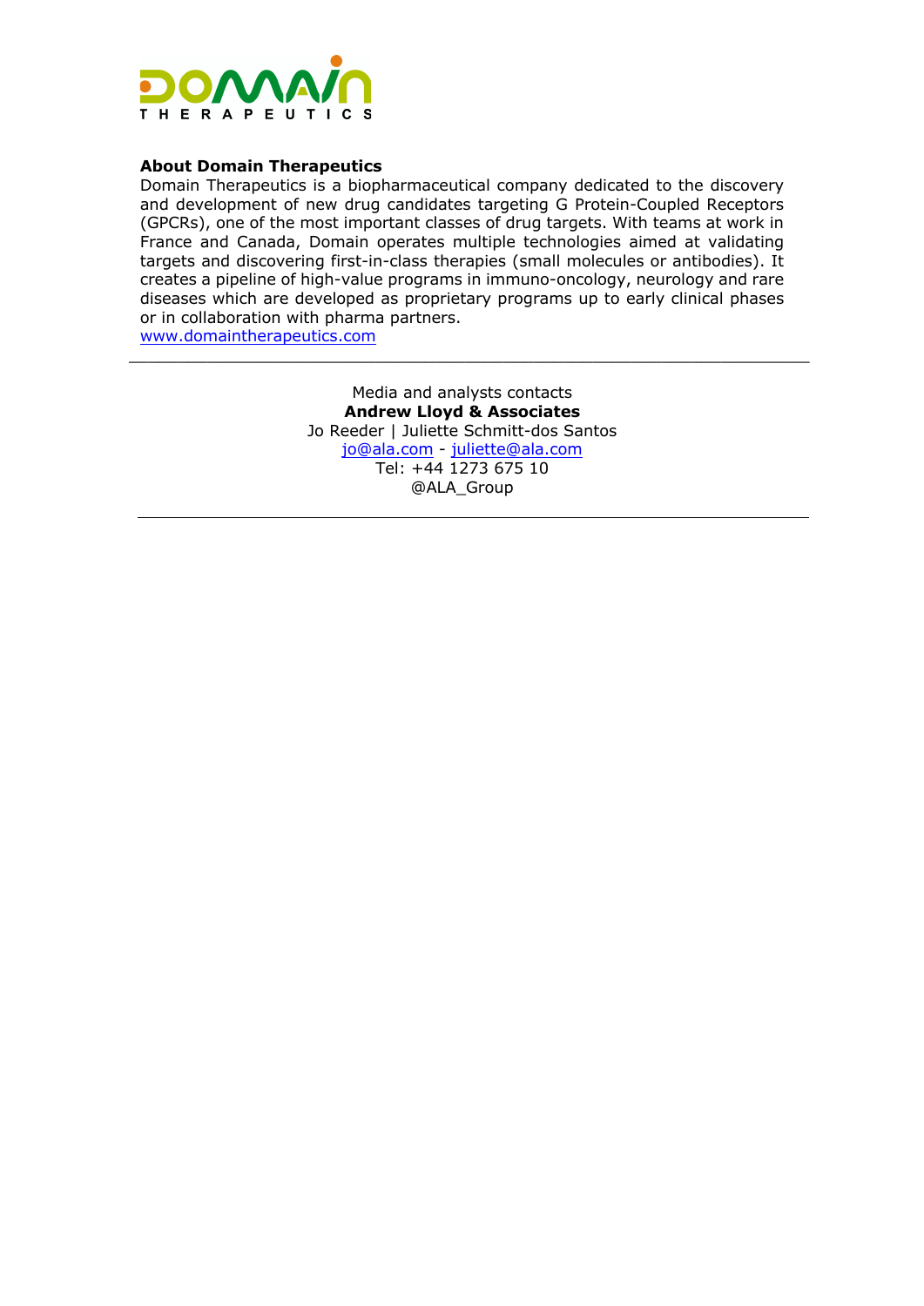DOMAIN THERAPEUTICS

**About Domain Therapeutics**

Domain Therapeutics is a biopharmaceutical company dedicated to the discovery and development of new drug candidates targeting G Protein-Coupled Receptors (GPCRs), one of the most important classes of drug targets. With teams at work in France and Canada, Domain operates multiple technologies aimed at validating targets and discovering first-in-class therapies (small molecules or antibodies). It creates a pipeline of high-value programs in immuno-oncology, neurology and rare diseases which are developed as proprietary programs up to early clinical phases or in collaboration with pharma partners.
www.domaintherapeutics.com

---

Media and analysts contacts
**Andrew Lloyd & Associates**
Jo Reeder | Juliette Schmitt-dos Santos
jo@ala.com - juliette@ala.com
Tel: +44 1273 675 10
@ALA_Group

---